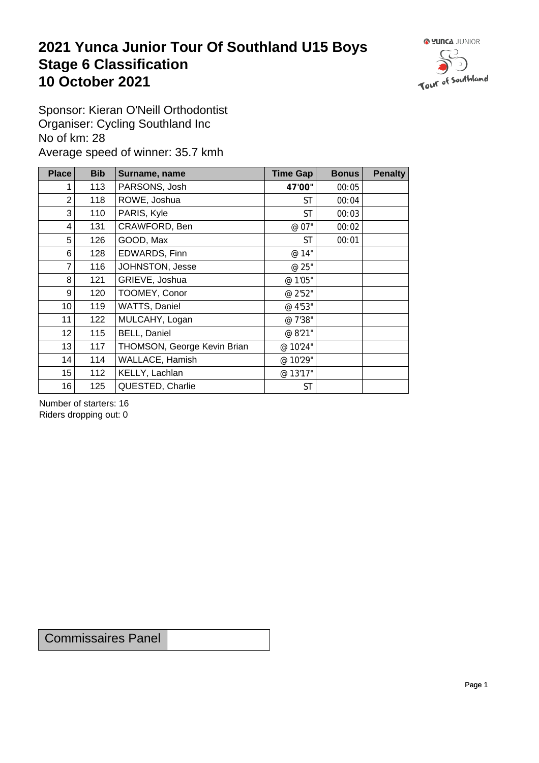# 2021 Yunca Junior Tour Of Southland U15 Boys
# Stage 6 Classification
# 10 October 2021

Sponsor: Kieran O'Neill Orthodontist
Organiser: Cycling Southland Inc
No of km: 28
Average speed of winner: 35.7 kmh

| Place | Bib | Surname, name | Time Gap | Bonus | Penalty |
|---|---|---|---|---|---|
| 1 | 113 | PARSONS, Josh | **47'00"** | 00:05 | |
| 2 | 118 | ROWE, Joshua | ST | 00:04 | |
| 3 | 110 | PARIS, Kyle | ST | 00:03 | |
| 4 | 131 | CRAWFORD, Ben | @ 07" | 00:02 | |
| 5 | 126 | GOOD, Max | ST | 00:01 | |
| 6 | 128 | EDWARDS, Finn | @ 14" | | |
| 7 | 116 | JOHNSTON, Jesse | @ 25" | | |
| 8 | 121 | GRIEVE, Joshua | @ 1'05" | | |
| 9 | 120 | TOOMEY, Conor | @ 2'52" | | |
| 10 | 119 | WATTS, Daniel | @ 4'53" | | |
| 11 | 122 | MULCAHY, Logan | @ 7'38" | | |
| 12 | 115 | BELL, Daniel | @ 8'21" | | |
| 13 | 117 | THOMSON, George Kevin Brian | @ 10'24" | | |
| 14 | 114 | WALLACE, Hamish | @ 10'29" | | |
| 15 | 112 | KELLY, Lachlan | @ 13'17" | | |
| 16 | 125 | QUESTED, Charlie | ST | | |

Number of starters: 16
Riders dropping out: 0

| Commissaires Panel | |
|---|---|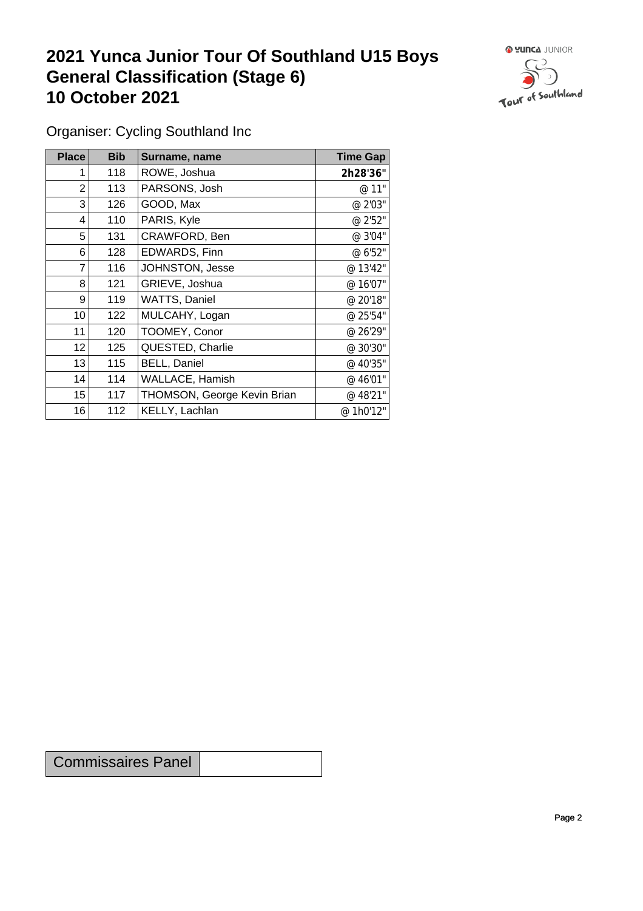# 2021 Yunca Junior Tour Of Southland U15 Boys General Classification (Stage 6) 10 October 2021

Organiser: Cycling Southland Inc

| Place | Bib | Surname, name | Time Gap |
|---|---|---|---|
| 1 | 118 | ROWE, Joshua | **2h28'36"** |
| 2 | 113 | PARSONS, Josh | @ 11" |
| 3 | 126 | GOOD, Max | @ 2'03" |
| 4 | 110 | PARIS, Kyle | @ 2'52" |
| 5 | 131 | CRAWFORD, Ben | @ 3'04" |
| 6 | 128 | EDWARDS, Finn | @ 6'52" |
| 7 | 116 | JOHNSTON, Jesse | @ 13'42" |
| 8 | 121 | GRIEVE, Joshua | @ 16'07" |
| 9 | 119 | WATTS, Daniel | @ 20'18" |
| 10 | 122 | MULCAHY, Logan | @ 25'54" |
| 11 | 120 | TOOMEY, Conor | @ 26'29" |
| 12 | 125 | QUESTED, Charlie | @ 30'30" |
| 13 | 115 | BELL, Daniel | @ 40'35" |
| 14 | 114 | WALLACE, Hamish | @ 46'01" |
| 15 | 117 | THOMSON, George Kevin Brian | @ 48'21" |
| 16 | 112 | KELLY, Lachlan | @ 1h0'12" |

| Commissaires Panel | |
|---|---|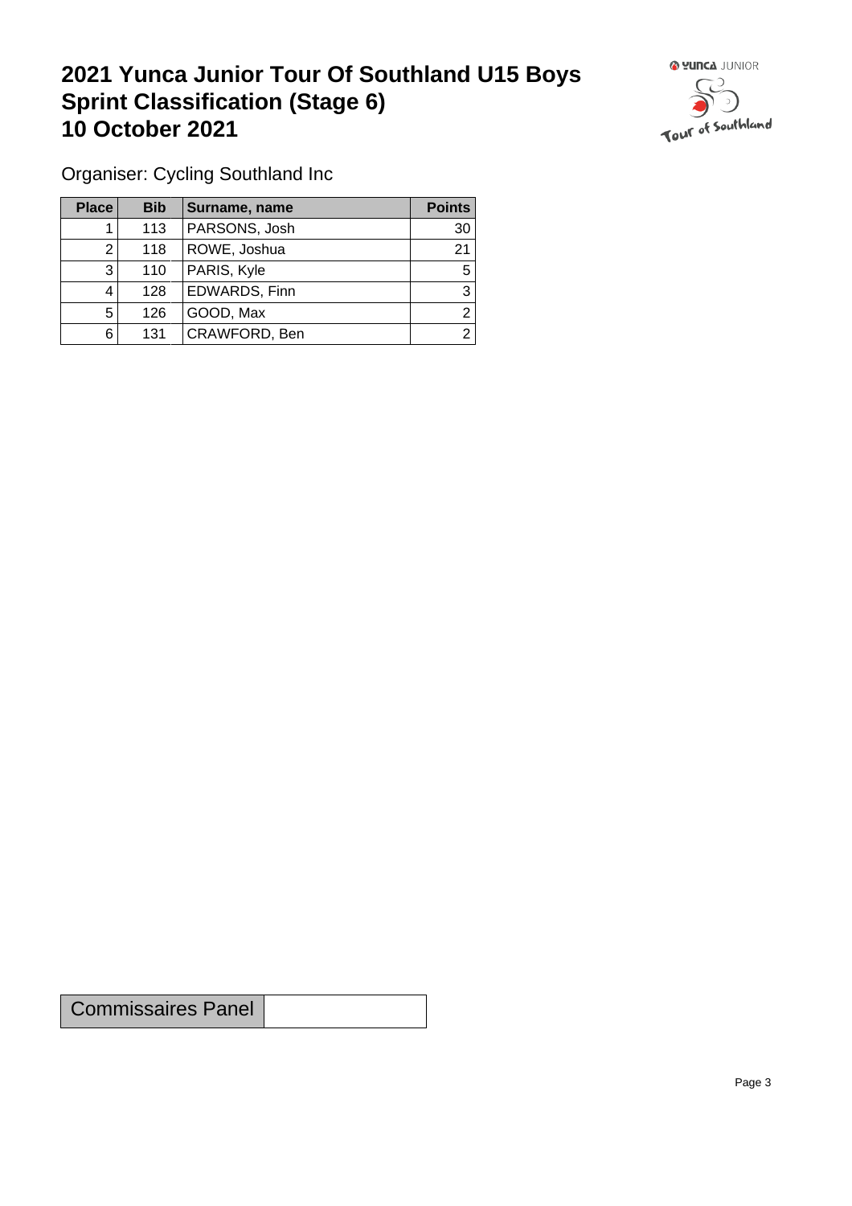# 2021 Yunca Junior Tour Of Southland U15 Boys Sprint Classification (Stage 6) 10 October 2021

Organiser: Cycling Southland Inc

| Place | Bib | Surname, name | Points |
| --- | --- | --- | --- |
| 1 | 113 | PARSONS, Josh | 30 |
| 2 | 118 | ROWE, Joshua | 21 |
| 3 | 110 | PARIS, Kyle | 5 |
| 4 | 128 | EDWARDS, Finn | 3 |
| 5 | 126 | GOOD, Max | 2 |
| 6 | 131 | CRAWFORD, Ben | 2 |

| Commissaires Panel | |
| --- | --- |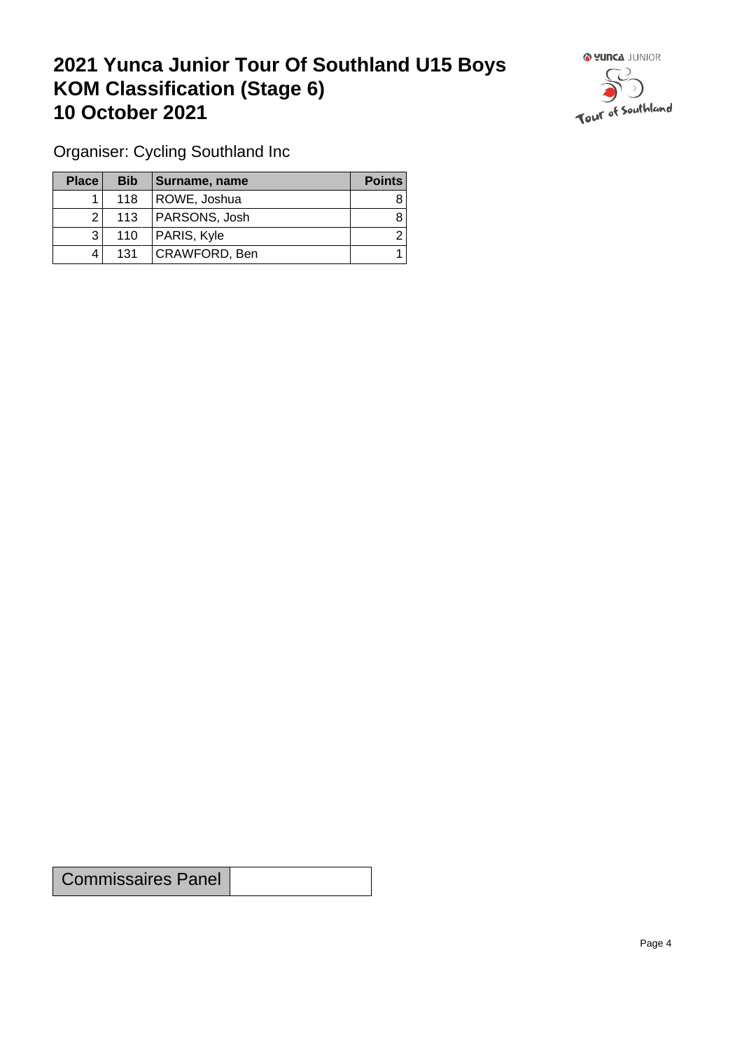# 2021 Yunca Junior Tour Of Southland U15 Boys KOM Classification (Stage 6) 10 October 2021

Organiser: Cycling Southland Inc

| Place | Bib | Surname, name | Points |
|---|---|---|---|
| 1 | 118 | ROWE, Joshua | 8 |
| 2 | 113 | PARSONS, Josh | 8 |
| 3 | 110 | PARIS, Kyle | 2 |
| 4 | 131 | CRAWFORD, Ben | 1 |

| Commissaires Panel | |
|---|---|